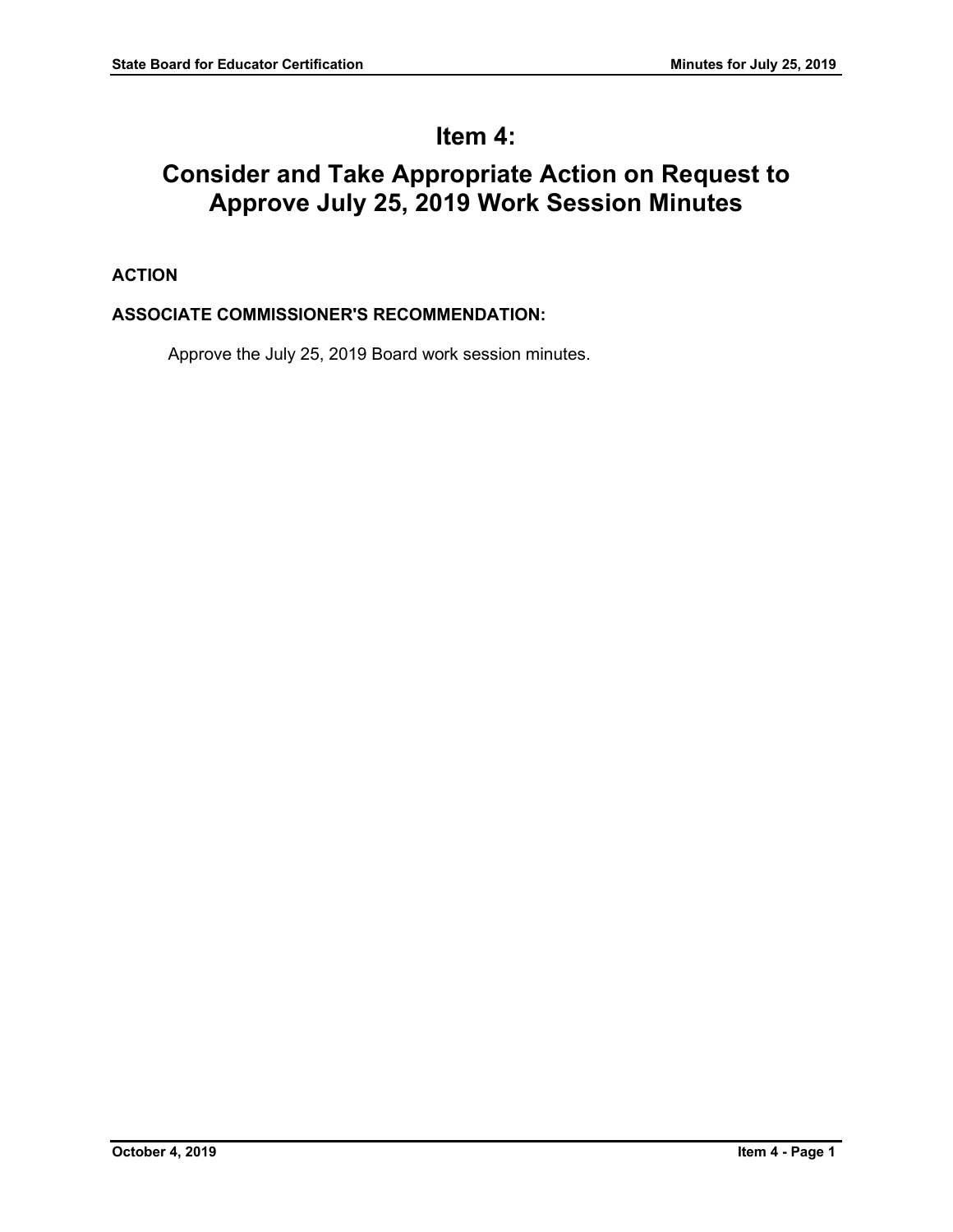# Item 4:

# Consider and Take Appropriate Action on Request to Approve July 25, 2019 Work Session Minutes

**ACTION**

**ASSOCIATE COMMISSIONER'S RECOMMENDATION:**

Approve the July 25, 2019 Board work session minutes.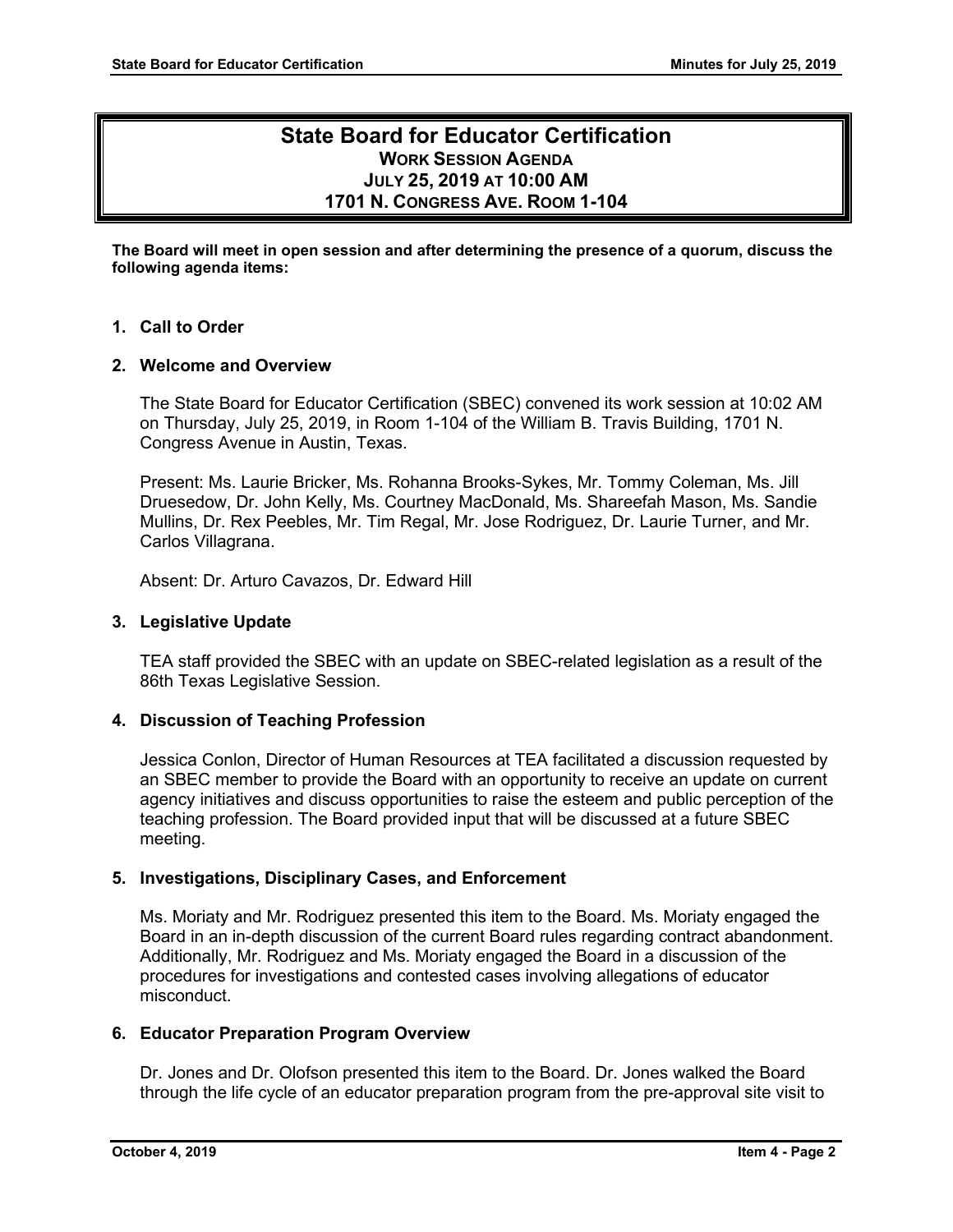# State Board for Educator Certification

### Work Session Agenda
### July 25, 2019 at 10:00 AM
### 1701 N. Congress Ave. Room 1-104

**The Board will meet in open session and after determining the presence of a quorum, discuss the following agenda items:**

**1. Call to Order**

**2. Welcome and Overview**

The State Board for Educator Certification (SBEC) convened its work session at 10:02 AM on Thursday, July 25, 2019, in Room 1-104 of the William B. Travis Building, 1701 N. Congress Avenue in Austin, Texas.

Present: Ms. Laurie Bricker, Ms. Rohanna Brooks-Sykes, Mr. Tommy Coleman, Ms. Jill Druesedow, Dr. John Kelly, Ms. Courtney MacDonald, Ms. Shareefah Mason, Ms. Sandie Mullins, Dr. Rex Peebles, Mr. Tim Regal, Mr. Jose Rodriguez, Dr. Laurie Turner, and Mr. Carlos Villagrana.

Absent: Dr. Arturo Cavazos, Dr. Edward Hill

**3. Legislative Update**

TEA staff provided the SBEC with an update on SBEC-related legislation as a result of the 86th Texas Legislative Session.

**4. Discussion of Teaching Profession**

Jessica Conlon, Director of Human Resources at TEA facilitated a discussion requested by an SBEC member to provide the Board with an opportunity to receive an update on current agency initiatives and discuss opportunities to raise the esteem and public perception of the teaching profession. The Board provided input that will be discussed at a future SBEC meeting.

**5. Investigations, Disciplinary Cases, and Enforcement**

Ms. Moriaty and Mr. Rodriguez presented this item to the Board. Ms. Moriaty engaged the Board in an in-depth discussion of the current Board rules regarding contract abandonment. Additionally, Mr. Rodriguez and Ms. Moriaty engaged the Board in a discussion of the procedures for investigations and contested cases involving allegations of educator misconduct.

**6. Educator Preparation Program Overview**

Dr. Jones and Dr. Olofson presented this item to the Board. Dr. Jones walked the Board through the life cycle of an educator preparation program from the pre-approval site visit to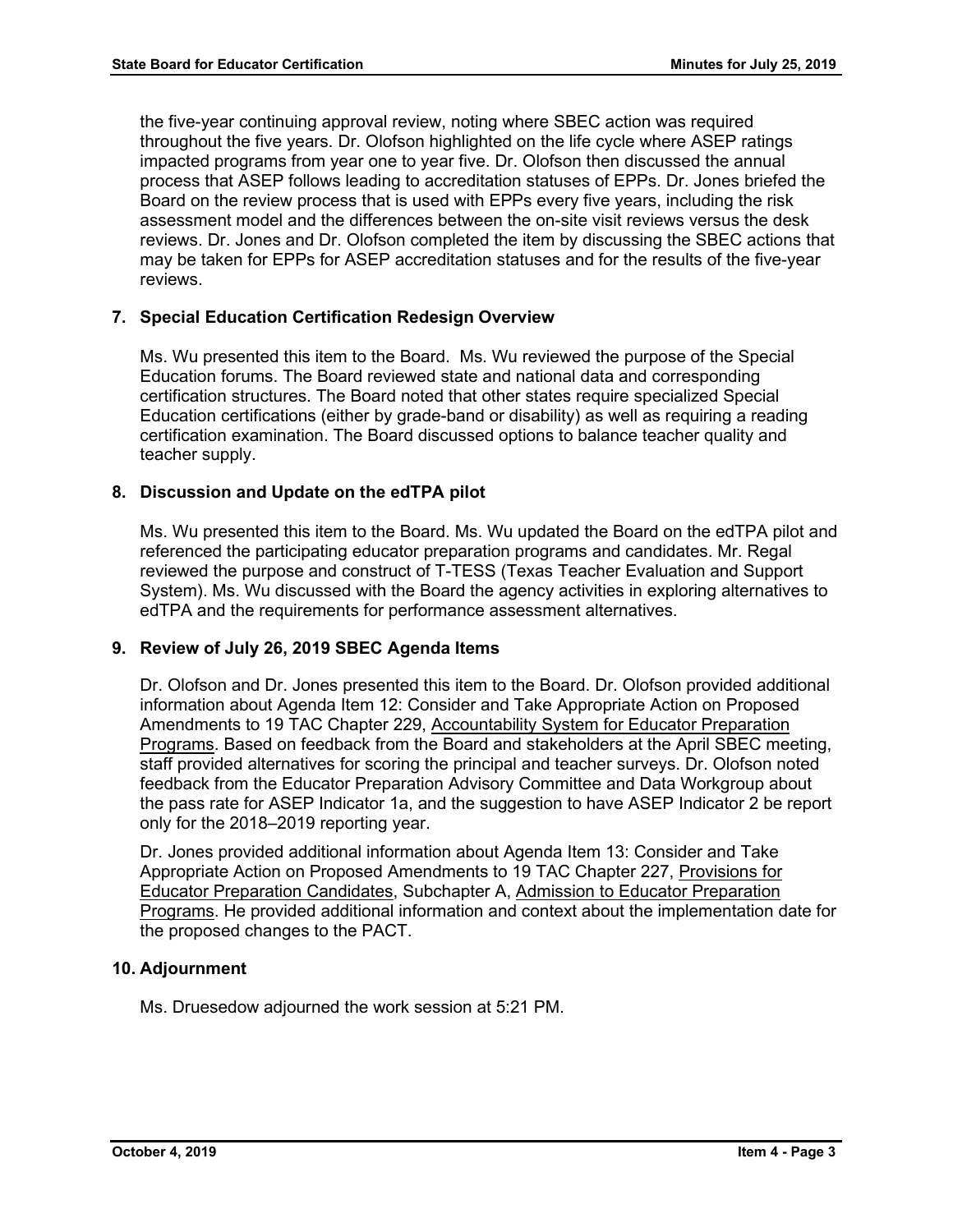the five-year continuing approval review, noting where SBEC action was required throughout the five years. Dr. Olofson highlighted on the life cycle where ASEP ratings impacted programs from year one to year five. Dr. Olofson then discussed the annual process that ASEP follows leading to accreditation statuses of EPPs. Dr. Jones briefed the Board on the review process that is used with EPPs every five years, including the risk assessment model and the differences between the on-site visit reviews versus the desk reviews. Dr. Jones and Dr. Olofson completed the item by discussing the SBEC actions that may be taken for EPPs for ASEP accreditation statuses and for the results of the five-year reviews.

**7. Special Education Certification Redesign Overview**

Ms. Wu presented this item to the Board. Ms. Wu reviewed the purpose of the Special Education forums. The Board reviewed state and national data and corresponding certification structures. The Board noted that other states require specialized Special Education certifications (either by grade-band or disability) as well as requiring a reading certification examination. The Board discussed options to balance teacher quality and teacher supply.

**8. Discussion and Update on the edTPA pilot**

Ms. Wu presented this item to the Board. Ms. Wu updated the Board on the edTPA pilot and referenced the participating educator preparation programs and candidates. Mr. Regal reviewed the purpose and construct of T-TESS (Texas Teacher Evaluation and Support System). Ms. Wu discussed with the Board the agency activities in exploring alternatives to edTPA and the requirements for performance assessment alternatives.

**9. Review of July 26, 2019 SBEC Agenda Items**

Dr. Olofson and Dr. Jones presented this item to the Board. Dr. Olofson provided additional information about Agenda Item 12: Consider and Take Appropriate Action on Proposed Amendments to 19 TAC Chapter 229, Accountability System for Educator Preparation Programs. Based on feedback from the Board and stakeholders at the April SBEC meeting, staff provided alternatives for scoring the principal and teacher surveys. Dr. Olofson noted feedback from the Educator Preparation Advisory Committee and Data Workgroup about the pass rate for ASEP Indicator 1a, and the suggestion to have ASEP Indicator 2 be report only for the 2018–2019 reporting year.

Dr. Jones provided additional information about Agenda Item 13: Consider and Take Appropriate Action on Proposed Amendments to 19 TAC Chapter 227, Provisions for Educator Preparation Candidates, Subchapter A, Admission to Educator Preparation Programs. He provided additional information and context about the implementation date for the proposed changes to the PACT.

**10. Adjournment**

Ms. Druesedow adjourned the work session at 5:21 PM.